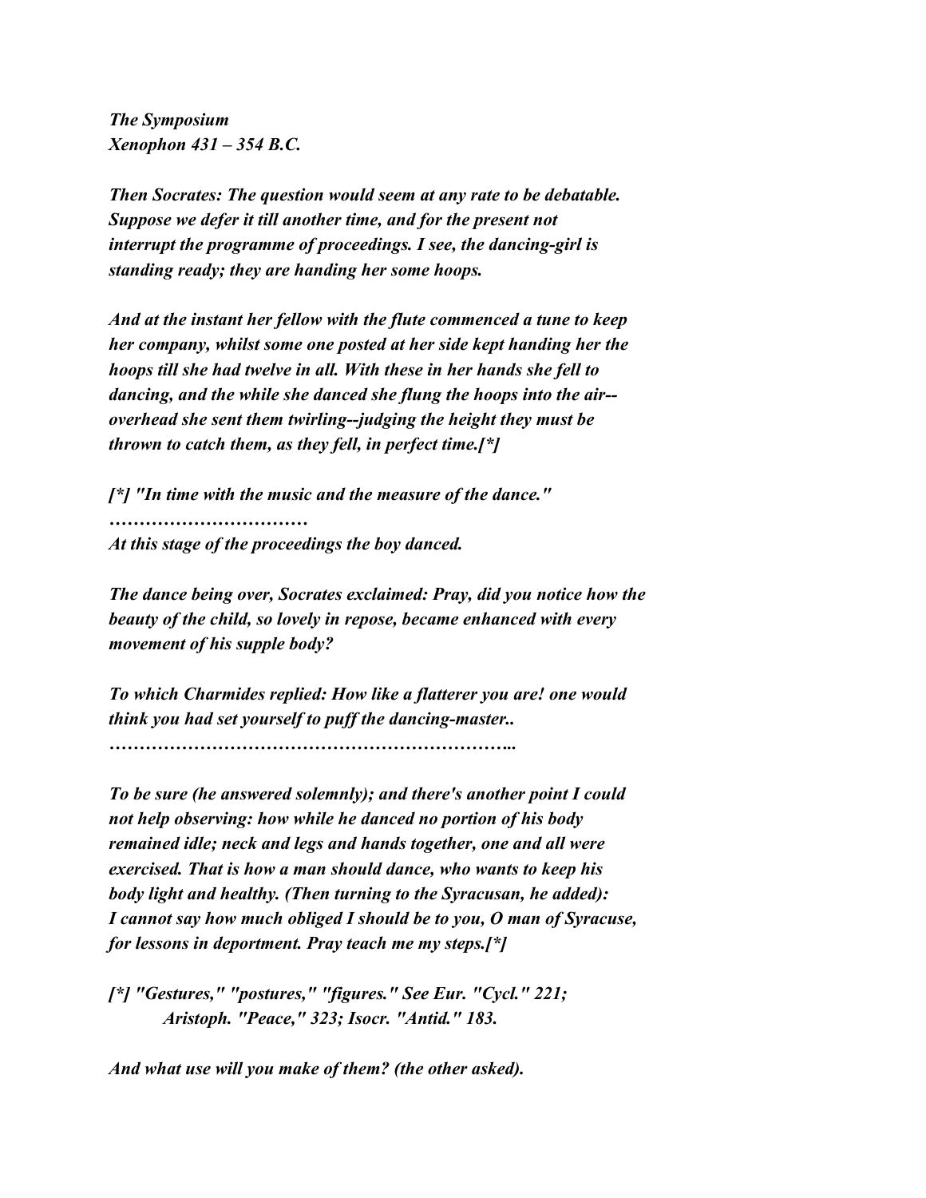***The Symposium***
***Xenophon 431 – 354 B.C.***

***Then Socrates: The question would seem at any rate to be debatable. Suppose we defer it till another time, and for the present not interrupt the programme of proceedings. I see, the dancing-girl is standing ready; they are handing her some hoops.***

***And at the instant her fellow with the flute commenced a tune to keep her company, whilst some one posted at her side kept handing her the hoops till she had twelve in all. With these in her hands she fell to dancing, and the while she danced she flung the hoops into the air--overhead she sent them twirling--judging the height they must be thrown to catch them, as they fell, in perfect time.[*]***

***[*] "In time with the music and the measure of the dance."***

***……………………………***

***At this stage of the proceedings the boy danced.***

***The dance being over, Socrates exclaimed: Pray, did you notice how the beauty of the child, so lovely in repose, became enhanced with every movement of his supple body?***

***To which Charmides replied: How like a flatterer you are! one would think you had set yourself to puff the dancing-master..***

***…………………………………………………………..***

***To be sure (he answered solemnly); and there's another point I could not help observing: how while he danced no portion of his body remained idle; neck and legs and hands together, one and all were exercised. That is how a man should dance, who wants to keep his body light and healthy. (Then turning to the Syracusan, he added): I cannot say how much obliged I should be to you, O man of Syracuse, for lessons in deportment. Pray teach me my steps.[*]***

***[*] "Gestures," "postures," "figures." See Eur. "Cycl." 221; Aristoph. "Peace," 323; Isocr. "Antid." 183.***

***And what use will you make of them? (the other asked).***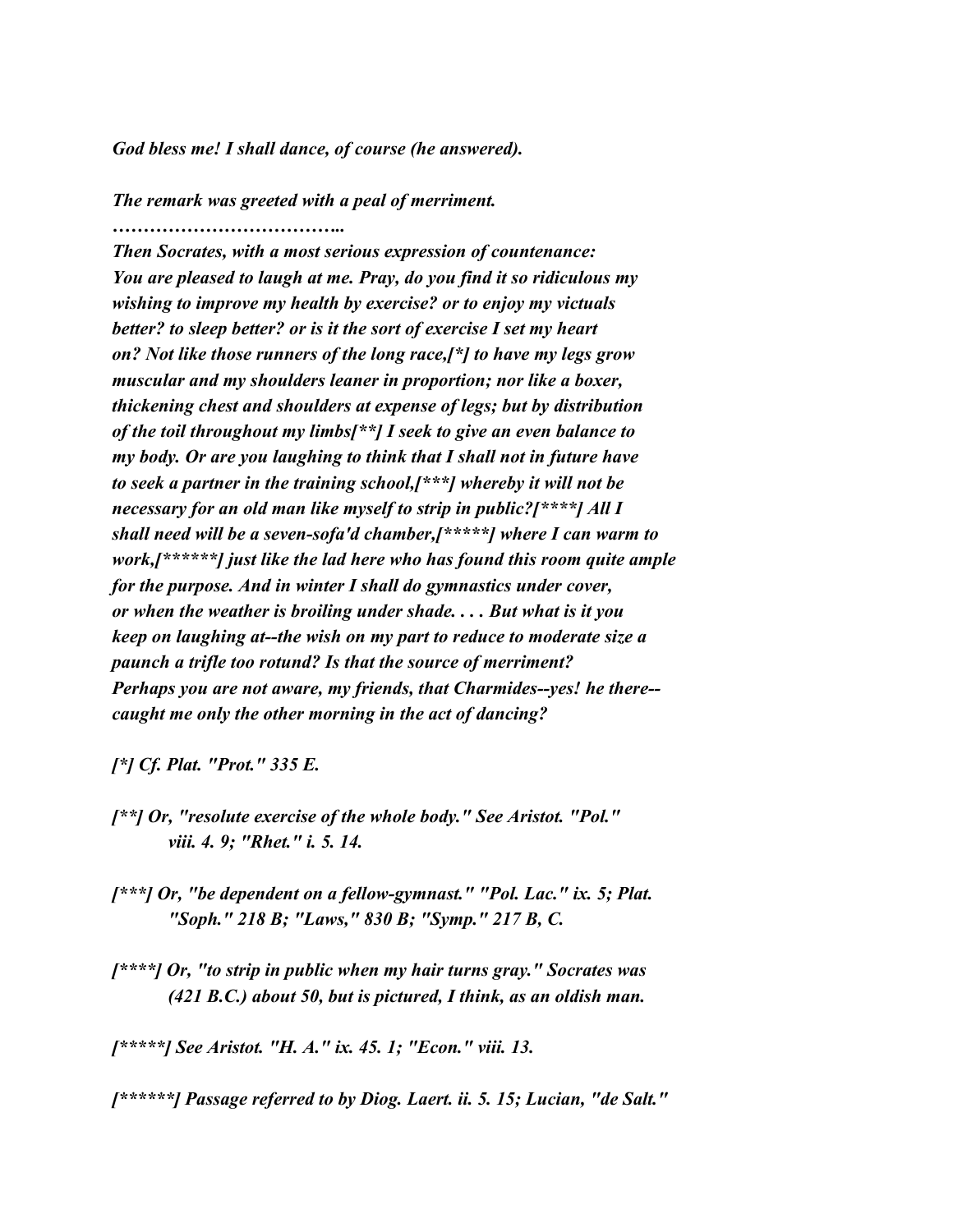*God bless me! I shall dance, of course (he answered).*

*The remark was greeted with a peal of merriment.*

*………………………………..*

*Then Socrates, with a most serious expression of countenance: You are pleased to laugh at me. Pray, do you find it so ridiculous my wishing to improve my health by exercise? or to enjoy my victuals better? to sleep better? or is it the sort of exercise I set my heart on? Not like those runners of the long race,[*] to have my legs grow muscular and my shoulders leaner in proportion; nor like a boxer, thickening chest and shoulders at expense of legs; but by distribution of the toil throughout my limbs[**] I seek to give an even balance to my body. Or are you laughing to think that I shall not in future have to seek a partner in the training school,[***] whereby it will not be necessary for an old man like myself to strip in public?[****] All I shall need will be a seven-sofa'd chamber,[*****] where I can warm to work,[******] just like the lad here who has found this room quite ample for the purpose. And in winter I shall do gymnastics under cover, or when the weather is broiling under shade. . . . But what is it you keep on laughing at--the wish on my part to reduce to moderate size a paunch a trifle too rotund? Is that the source of merriment? Perhaps you are not aware, my friends, that Charmides--yes! he there--caught me only the other morning in the act of dancing?*

*[*] Cf. Plat. "Prot." 335 E.*

*[**] Or, "resolute exercise of the whole body." See Aristot. "Pol." viii. 4. 9; "Rhet." i. 5. 14.*

*[***] Or, "be dependent on a fellow-gymnast." "Pol. Lac." ix. 5; Plat. "Soph." 218 B; "Laws," 830 B; "Symp." 217 B, C.*

*[****] Or, "to strip in public when my hair turns gray." Socrates was (421 B.C.) about 50, but is pictured, I think, as an oldish man.*

*[*****] See Aristot. "H. A." ix. 45. 1; "Econ." viii. 13.*

*[******] Passage referred to by Diog. Laert. ii. 5. 15; Lucian, "de Salt."*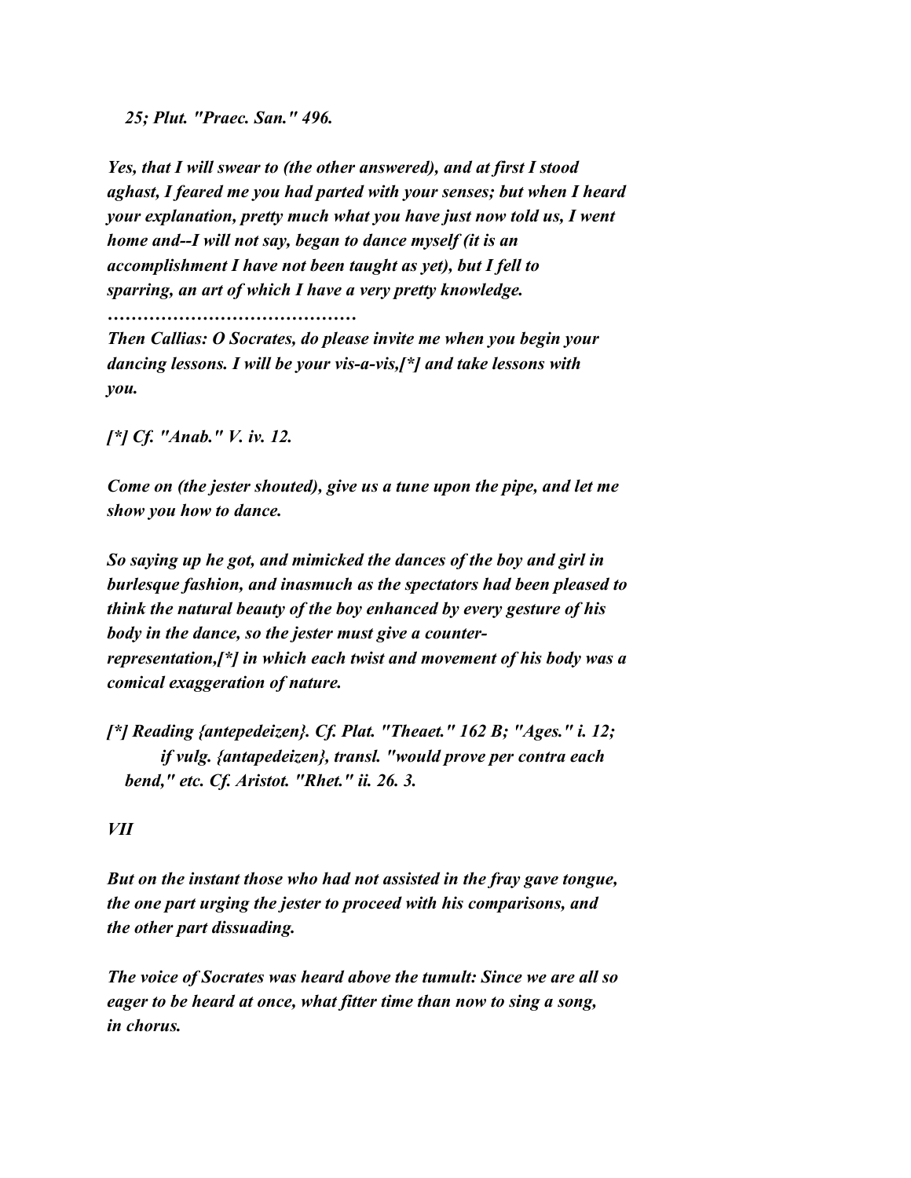*25; Plut. "Praec. San." 496.*

*Yes, that I will swear to (the other answered), and at first I stood aghast, I feared me you had parted with your senses; but when I heard your explanation, pretty much what you have just now told us, I went home and--I will not say, began to dance myself (it is an accomplishment I have not been taught as yet), but I fell to sparring, an art of which I have a very pretty knowledge.*

*……………………………………*

*Then Callias: O Socrates, do please invite me when you begin your dancing lessons. I will be your vis-a-vis,[*] and take lessons with you.*

*[*] Cf. "Anab." V. iv. 12.*

*Come on (the jester shouted), give us a tune upon the pipe, and let me show you how to dance.*

*So saying up he got, and mimicked the dances of the boy and girl in burlesque fashion, and inasmuch as the spectators had been pleased to think the natural beauty of the boy enhanced by every gesture of his body in the dance, so the jester must give a counter-representation,[*] in which each twist and movement of his body was a comical exaggeration of nature.*

*[*] Reading {antepedeizen}. Cf. Plat. "Theaet." 162 B; "Ages." i. 12; if vulg. {antapedeizen}, transl. "would prove per contra each bend," etc. Cf. Aristot. "Rhet." ii. 26. 3.*

## *VII*

*But on the instant those who had not assisted in the fray gave tongue, the one part urging the jester to proceed with his comparisons, and the other part dissuading.*

*The voice of Socrates was heard above the tumult: Since we are all so eager to be heard at once, what fitter time than now to sing a song, in chorus.*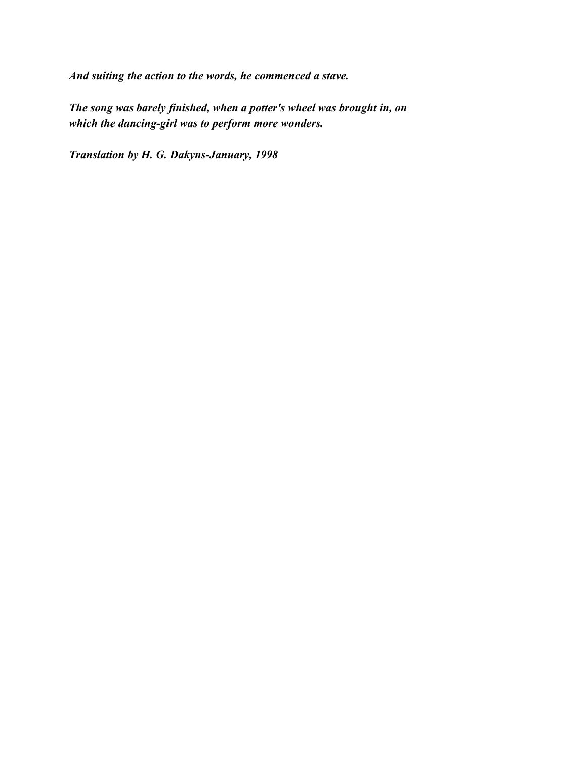***And suiting the action to the words, he commenced a stave.***

***The song was barely finished, when a potter's wheel was brought in, on which the dancing-girl was to perform more wonders.***

***Translation by H. G. Dakyns-January, 1998***